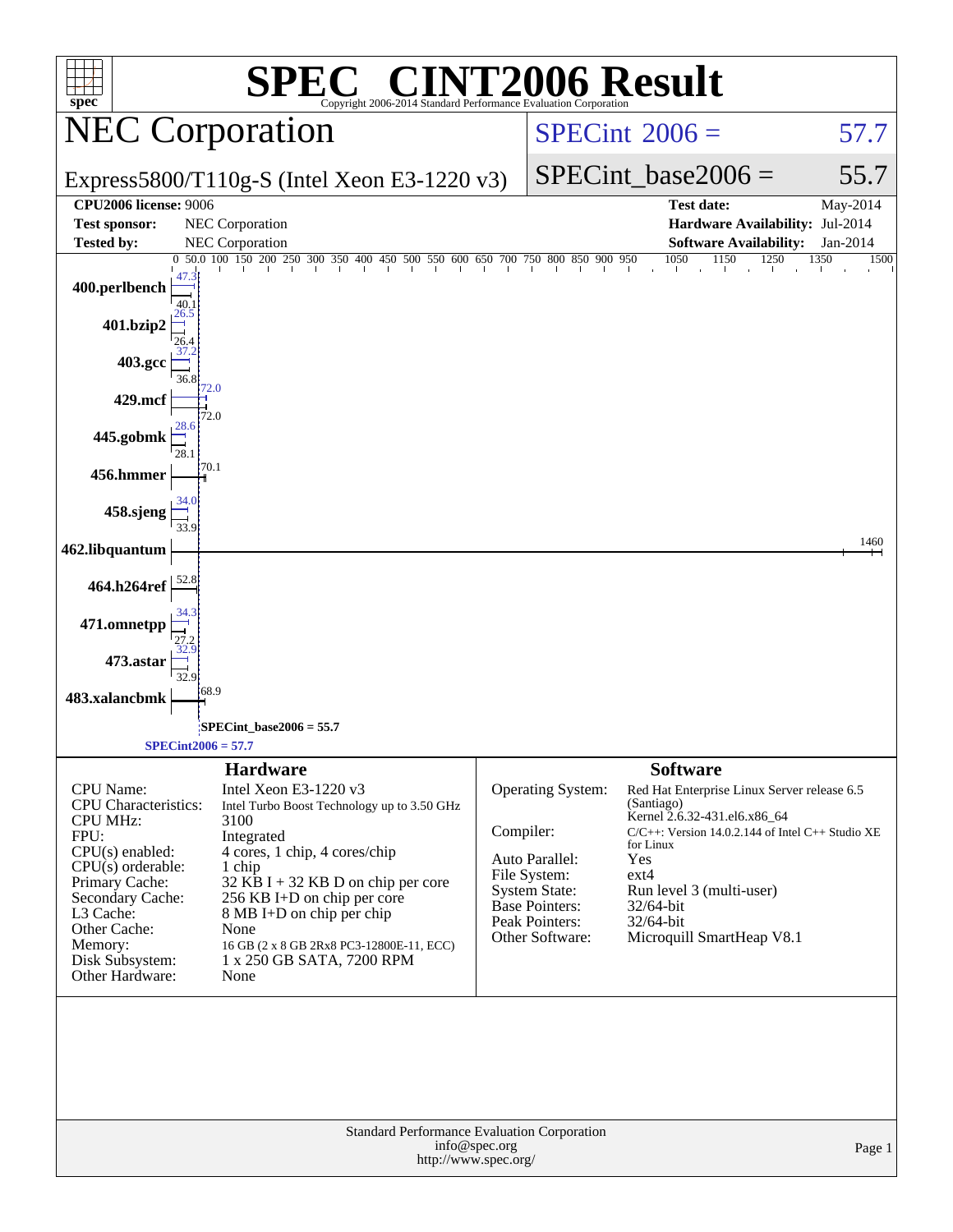# SPEC CINT2006 Result

Copyright 2006-2014 Standard Performance Evaluation Corporation

## NEC Corporation

Express5800/T110g-S (Intel Xeon E3-1220 v3)

SPECint 2006 = 57.7

SPECint_base2006 = 55.7

| | | | |
|---|---|---|---|
| **CPU2006 license:** 9006 | | **Test date:** | May-2014 |
| **Test sponsor:** | NEC Corporation | **Hardware Availability:** | Jul-2014 |
| **Tested by:** | NEC Corporation | **Software Availability:** | Jan-2014 |

| Benchmark | Peak | Base |
|---|---|---|
| 400.perlbench | 47.3 | 40.1 |
| 401.bzip2 | 26.5 | 26.4 |
| 403.gcc | 37.2 | 36.8 |
| 429.mcf | 72.0 | 72.0 |
| 445.gobmk | 28.6 | 28.1 |
| 456.hmmer | | 70.1 |
| 458.sjeng | 34.0 | 33.9 |
| 462.libquantum | | 1460 |
| 464.h264ref | | 52.8 |
| 471.omnetpp | 34.3 | 27.2 |
| 473.astar | 32.9 | 32.9 |
| 483.xalancbmk | | 68.9 |

SPECint_base2006 = 55.7

SPECint2006 = 57.7

### Hardware

| | |
|---|---|
| CPU Name: | Intel Xeon E3-1220 v3 |
| CPU Characteristics: | Intel Turbo Boost Technology up to 3.50 GHz |
| CPU MHz: | 3100 |
| FPU: | Integrated |
| CPU(s) enabled: | 4 cores, 1 chip, 4 cores/chip |
| CPU(s) orderable: | 1 chip |
| Primary Cache: | 32 KB I + 32 KB D on chip per core |
| Secondary Cache: | 256 KB I+D on chip per core |
| L3 Cache: | 8 MB I+D on chip per chip |
| Other Cache: | None |
| Memory: | 16 GB (2 x 8 GB 2Rx8 PC3-12800E-11, ECC) |
| Disk Subsystem: | 1 x 250 GB SATA, 7200 RPM |
| Other Hardware: | None |

### Software

| | |
|---|---|
| Operating System: | Red Hat Enterprise Linux Server release 6.5 (Santiago) Kernel 2.6.32-431.el6.x86_64 |
| Compiler: | C/C++: Version 14.0.2.144 of Intel C++ Studio XE for Linux |
| Auto Parallel: | Yes |
| File System: | ext4 |
| System State: | Run level 3 (multi-user) |
| Base Pointers: | 32/64-bit |
| Peak Pointers: | 32/64-bit |
| Other Software: | Microquill SmartHeap V8.1 |

Standard Performance Evaluation Corporation
info@spec.org
http://www.spec.org/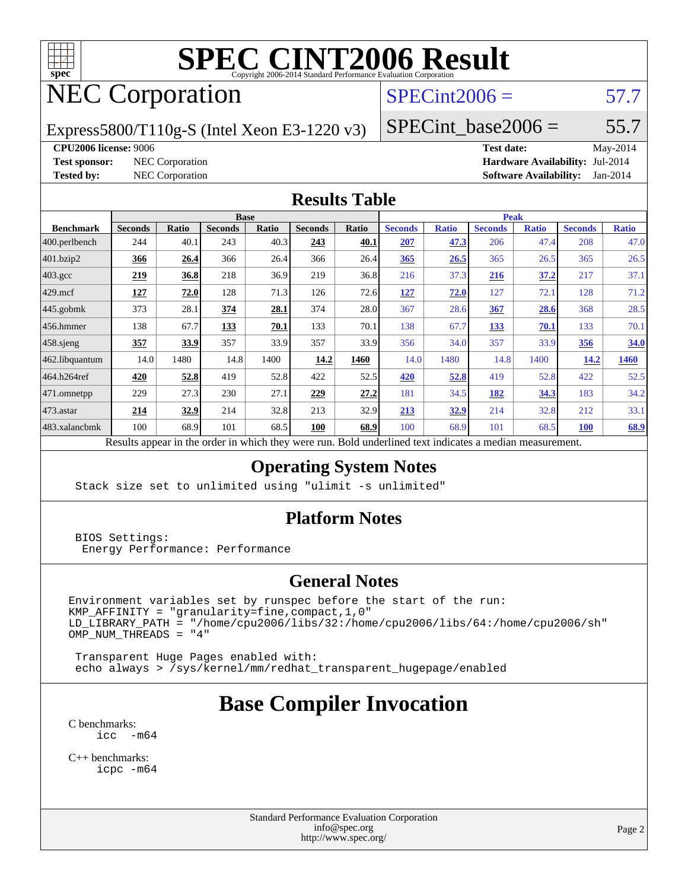# SPEC CINT2006 Result

Copyright 2006-2014 Standard Performance Evaluation Corporation

## NEC Corporation

Express5800/T110g-S (Intel Xeon E3-1220 v3)

SPECint2006 = 57.7

SPECint_base2006 = 55.7

**CPU2006 license:** 9006
**Test sponsor:** NEC Corporation
**Tested by:** NEC Corporation

**Test date:** May-2014
**Hardware Availability:** Jul-2014
**Software Availability:** Jan-2014

### Results Table

| Benchmark | Base | | | | | | Peak | | | | | |
|---|---|---|---|---|---|---|---|---|---|---|---|---|
| | Seconds | Ratio | Seconds | Ratio | Seconds | Ratio | Seconds | Ratio | Seconds | Ratio | Seconds | Ratio |
| 400.perlbench | 244 | 40.1 | 243 | 40.3 | **243** | **40.1** | **207** | **47.3** | 206 | 47.4 | 208 | 47.0 |
| 401.bzip2 | **366** | **26.4** | 366 | 26.4 | 366 | 26.4 | **365** | **26.5** | 365 | 26.5 | 365 | 26.5 |
| 403.gcc | **219** | **36.8** | 218 | 36.9 | 219 | 36.8 | 216 | 37.3 | **216** | **37.2** | 217 | 37.1 |
| 429.mcf | **127** | **72.0** | 128 | 71.3 | 126 | 72.6 | **127** | **72.0** | 127 | 72.1 | 128 | 71.2 |
| 445.gobmk | 373 | 28.1 | **374** | **28.1** | 374 | 28.0 | 367 | 28.6 | **367** | **28.6** | 368 | 28.5 |
| 456.hmmer | 138 | 67.7 | **133** | **70.1** | 133 | 70.1 | 138 | 67.7 | **133** | **70.1** | 133 | 70.1 |
| 458.sjeng | **357** | **33.9** | 357 | 33.9 | 357 | 33.9 | 356 | 34.0 | 357 | 33.9 | **356** | **34.0** |
| 462.libquantum | 14.0 | 1480 | 14.8 | 1400 | **14.2** | **1460** | 14.0 | 1480 | 14.8 | 1400 | **14.2** | **1460** |
| 464.h264ref | **420** | **52.8** | 419 | 52.8 | 422 | 52.5 | **420** | **52.8** | 419 | 52.8 | 422 | 52.5 |
| 471.omnetpp | 229 | 27.3 | 230 | 27.1 | **229** | **27.2** | 181 | 34.5 | **182** | **34.3** | 183 | 34.2 |
| 473.astar | **214** | **32.9** | 214 | 32.8 | 213 | 32.9 | **213** | **32.9** | 214 | 32.8 | 212 | 33.1 |
| 483.xalancbmk | 100 | 68.9 | 101 | 68.5 | **100** | **68.9** | 100 | 68.9 | 101 | 68.5 | **100** | **68.9** |

Results appear in the order in which they were run. Bold underlined text indicates a median measurement.

## Operating System Notes

```
Stack size set to unlimited using "ulimit -s unlimited"
```

## Platform Notes

```
BIOS Settings:
 Energy Performance: Performance
```

## General Notes

```
Environment variables set by runspec before the start of the run:
KMP_AFFINITY = "granularity=fine,compact,1,0"
LD_LIBRARY_PATH = "/home/cpu2006/libs/32:/home/cpu2006/libs/64:/home/cpu2006/sh"
OMP_NUM_THREADS = "4"

 Transparent Huge Pages enabled with:
 echo always > /sys/kernel/mm/redhat_transparent_hugepage/enabled
```

## Base Compiler Invocation

C benchmarks:

```
icc  -m64
```

C++ benchmarks:

```
icpc -m64
```

Standard Performance Evaluation Corporation
info@spec.org
http://www.spec.org/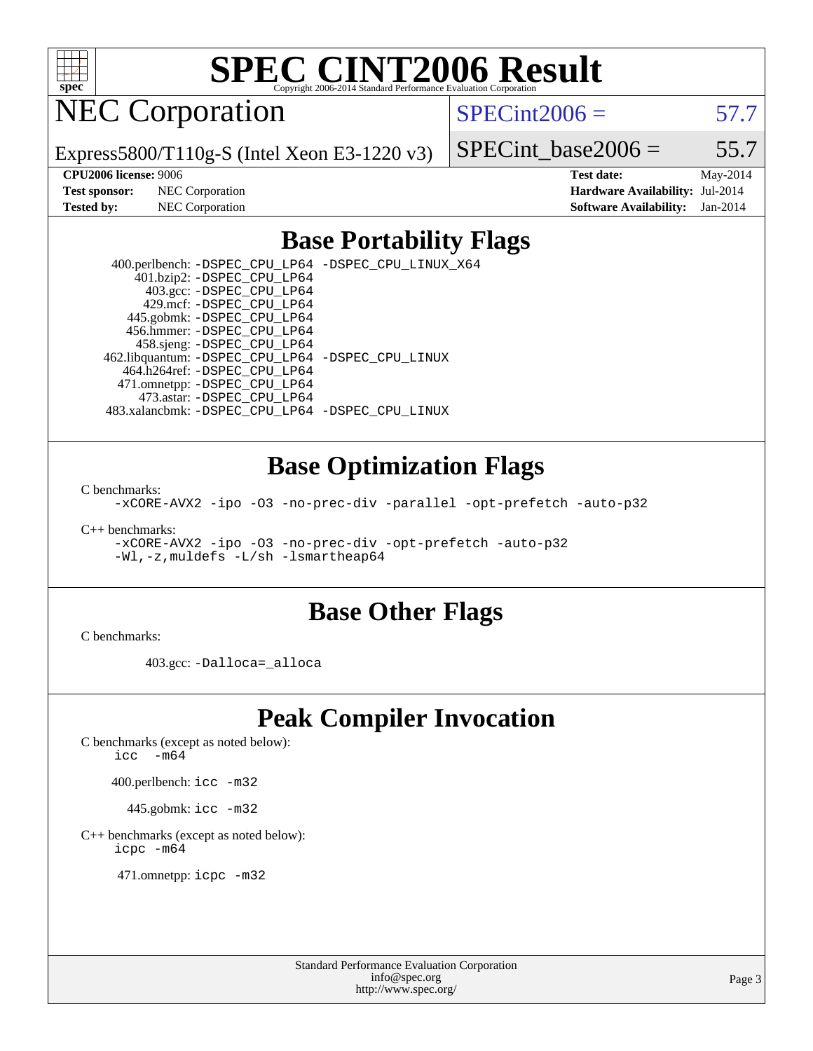# SPEC CINT2006 Result

Copyright 2006-2014 Standard Performance Evaluation Corporation

## NEC Corporation

Express5800/T110g-S (Intel Xeon E3-1220 v3)

SPECint2006 = 57.7

SPECint_base2006 = 55.7

| | | | |
|---|---|---|---|
| **CPU2006 license:** | 9006 | **Test date:** | May-2014 |
| **Test sponsor:** | NEC Corporation | **Hardware Availability:** | Jul-2014 |
| **Tested by:** | NEC Corporation | **Software Availability:** | Jan-2014 |

## Base Portability Flags

400.perlbench: `-DSPEC_CPU_LP64 -DSPEC_CPU_LINUX_X64`
401.bzip2: `-DSPEC_CPU_LP64`
403.gcc: `-DSPEC_CPU_LP64`
429.mcf: `-DSPEC_CPU_LP64`
445.gobmk: `-DSPEC_CPU_LP64`
456.hmmer: `-DSPEC_CPU_LP64`
458.sjeng: `-DSPEC_CPU_LP64`
462.libquantum: `-DSPEC_CPU_LP64 -DSPEC_CPU_LINUX`
464.h264ref: `-DSPEC_CPU_LP64`
471.omnetpp: `-DSPEC_CPU_LP64`
473.astar: `-DSPEC_CPU_LP64`
483.xalancbmk: `-DSPEC_CPU_LP64 -DSPEC_CPU_LINUX`

## Base Optimization Flags

C benchmarks:

`-xCORE-AVX2 -ipo -O3 -no-prec-div -parallel -opt-prefetch -auto-p32`

C++ benchmarks:

`-xCORE-AVX2 -ipo -O3 -no-prec-div -opt-prefetch -auto-p32`
`-Wl,-z,muldefs -L/sh -lsmartheap64`

## Base Other Flags

C benchmarks:

403.gcc: `-Dalloca=_alloca`

## Peak Compiler Invocation

C benchmarks (except as noted below):

`icc -m64`

400.perlbench: `icc -m32`

445.gobmk: `icc -m32`

C++ benchmarks (except as noted below):

`icpc -m64`

471.omnetpp: `icpc -m32`

Standard Performance Evaluation Corporation
info@spec.org
http://www.spec.org/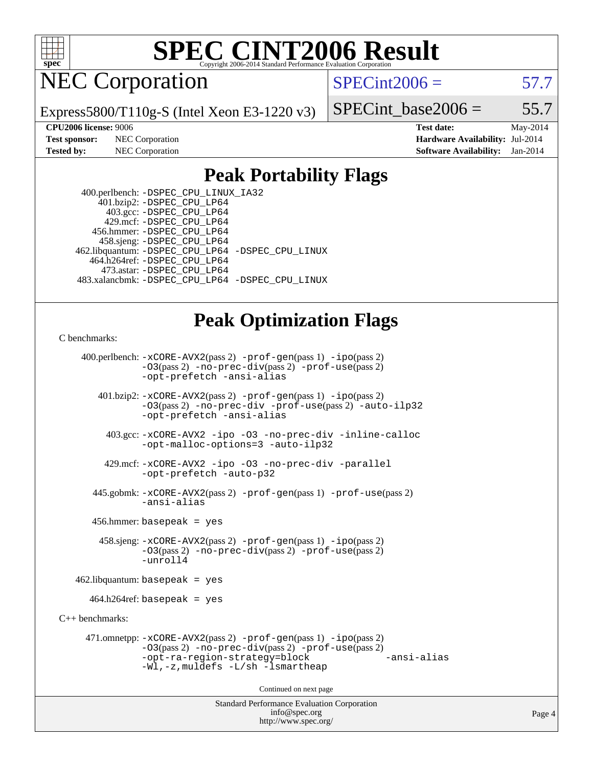# SPEC CINT2006 Result

Copyright 2006-2014 Standard Performance Evaluation Corporation

## NEC Corporation

Express5800/T110g-S (Intel Xeon E3-1220 v3)

SPECint2006 = 57.7

SPECint_base2006 = 55.7

**CPU2006 license:** 9006
**Test sponsor:** NEC Corporation
**Tested by:** NEC Corporation

**Test date:** May-2014
**Hardware Availability:** Jul-2014
**Software Availability:** Jan-2014

## Peak Portability Flags

400.perlbench: -DSPEC_CPU_LINUX_IA32
401.bzip2: -DSPEC_CPU_LP64
403.gcc: -DSPEC_CPU_LP64
429.mcf: -DSPEC_CPU_LP64
456.hmmer: -DSPEC_CPU_LP64
458.sjeng: -DSPEC_CPU_LP64
462.libquantum: -DSPEC_CPU_LP64 -DSPEC_CPU_LINUX
464.h264ref: -DSPEC_CPU_LP64
473.astar: -DSPEC_CPU_LP64
483.xalancbmk: -DSPEC_CPU_LP64 -DSPEC_CPU_LINUX

## Peak Optimization Flags

C benchmarks:

400.perlbench: -xCORE-AVX2(pass 2) -prof-gen(pass 1) -ipo(pass 2) -O3(pass 2) -no-prec-div(pass 2) -prof-use(pass 2) -opt-prefetch -ansi-alias

401.bzip2: -xCORE-AVX2(pass 2) -prof-gen(pass 1) -ipo(pass 2) -O3(pass 2) -no-prec-div -prof-use(pass 2) -auto-ilp32 -opt-prefetch -ansi-alias

403.gcc: -xCORE-AVX2 -ipo -O3 -no-prec-div -inline-calloc -opt-malloc-options=3 -auto-ilp32

429.mcf: -xCORE-AVX2 -ipo -O3 -no-prec-div -parallel -opt-prefetch -auto-p32

445.gobmk: -xCORE-AVX2(pass 2) -prof-gen(pass 1) -prof-use(pass 2) -ansi-alias

456.hmmer: basepeak = yes

458.sjeng: -xCORE-AVX2(pass 2) -prof-gen(pass 1) -ipo(pass 2) -O3(pass 2) -no-prec-div(pass 2) -prof-use(pass 2) -unroll4

462.libquantum: basepeak = yes

464.h264ref: basepeak = yes

C++ benchmarks:

471.omnetpp: -xCORE-AVX2(pass 2) -prof-gen(pass 1) -ipo(pass 2) -O3(pass 2) -no-prec-div(pass 2) -prof-use(pass 2) -opt-ra-region-strategy=block -ansi-alias -Wl,-z,muldefs -L/sh -lsmartheap

Continued on next page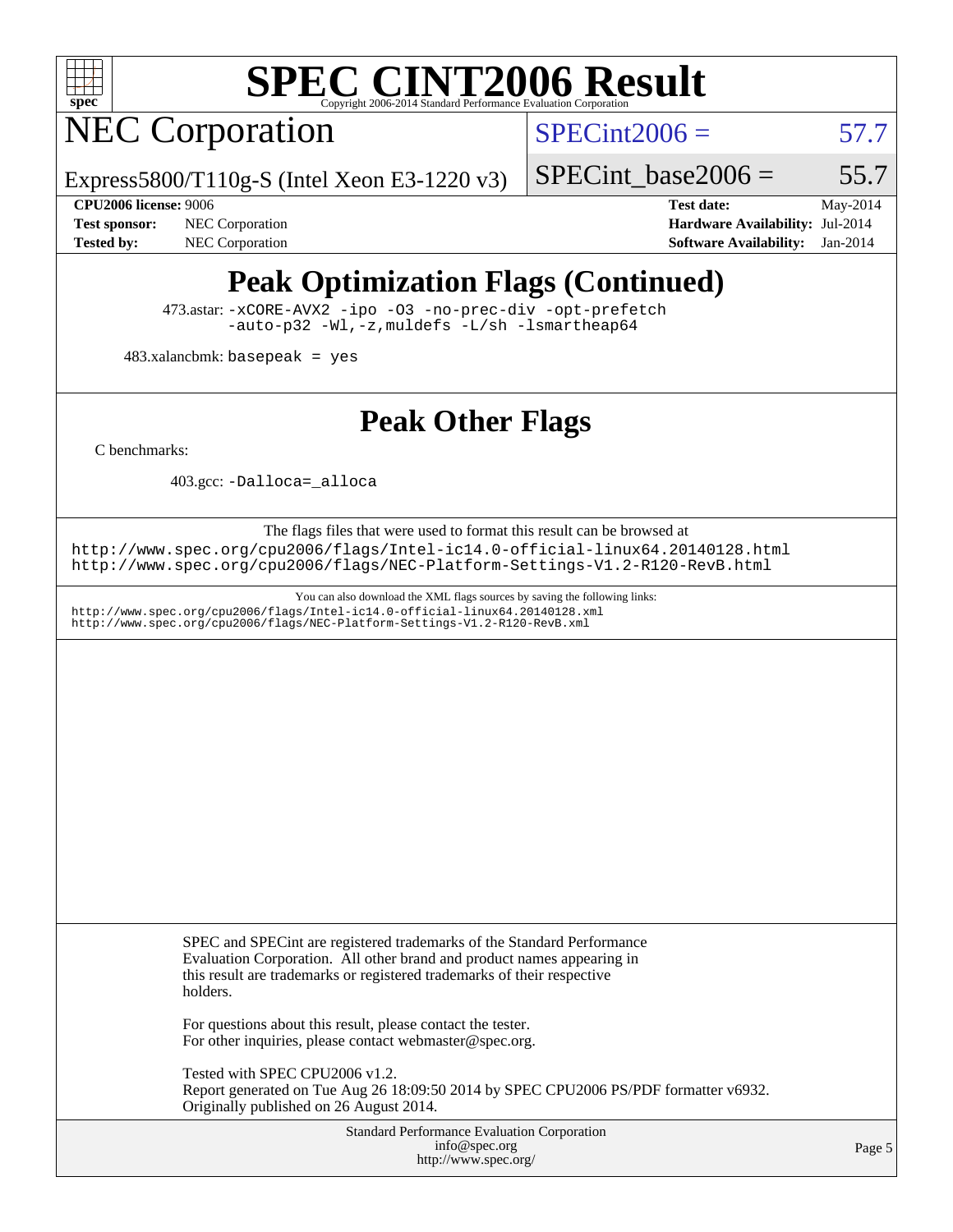# SPEC CINT2006 Result

Copyright 2006-2014 Standard Performance Evaluation Corporation

## NEC Corporation

Express5800/T110g-S (Intel Xeon E3-1220 v3)

SPECint2006 = 57.7

SPECint_base2006 = 55.7

**CPU2006 license:** 9006
**Test sponsor:** NEC Corporation
**Tested by:** NEC Corporation

**Test date:** May-2014
**Hardware Availability:** Jul-2014
**Software Availability:** Jan-2014

## Peak Optimization Flags (Continued)

473.astar: `-xCORE-AVX2 -ipo -O3 -no-prec-div -opt-prefetch -auto-p32 -Wl,-z,muldefs -L/sh -lsmartheap64`

483.xalancbmk: `basepeak = yes`

## Peak Other Flags

C benchmarks:

403.gcc: `-Dalloca=_alloca`

The flags files that were used to format this result can be browsed at
http://www.spec.org/cpu2006/flags/Intel-ic14.0-official-linux64.20140128.html
http://www.spec.org/cpu2006/flags/NEC-Platform-Settings-V1.2-R120-RevB.html

You can also download the XML flags sources by saving the following links:
http://www.spec.org/cpu2006/flags/Intel-ic14.0-official-linux64.20140128.xml
http://www.spec.org/cpu2006/flags/NEC-Platform-Settings-V1.2-R120-RevB.xml

SPEC and SPECint are registered trademarks of the Standard Performance Evaluation Corporation. All other brand and product names appearing in this result are trademarks or registered trademarks of their respective holders.

For questions about this result, please contact the tester.
For other inquiries, please contact webmaster@spec.org.

Tested with SPEC CPU2006 v1.2.
Report generated on Tue Aug 26 18:09:50 2014 by SPEC CPU2006 PS/PDF formatter v6932.
Originally published on 26 August 2014.

Standard Performance Evaluation Corporation
info@spec.org
http://www.spec.org/